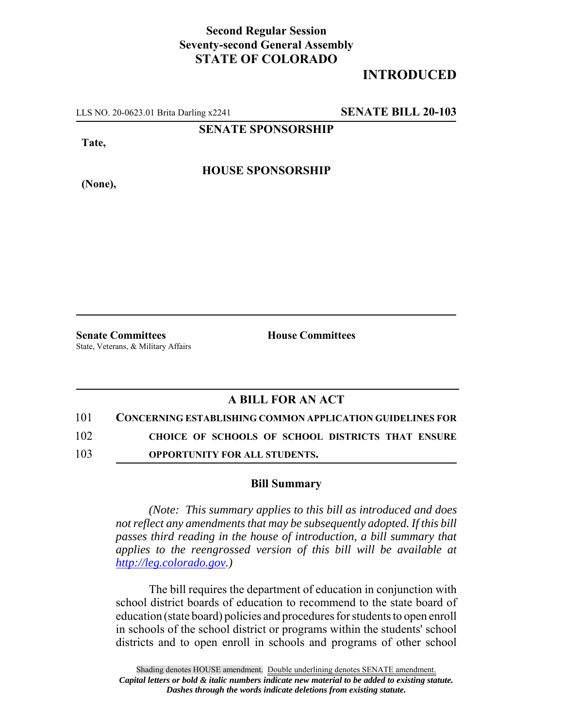**Second Regular Session**
**Seventy-second General Assembly**
**STATE OF COLORADO**

# INTRODUCED

LLS NO. 20-0623.01 Brita Darling x2241 **SENATE BILL 20-103**

**SENATE SPONSORSHIP**

**Tate,**

**HOUSE SPONSORSHIP**

**(None),**

**Senate Committees**
State, Veterans, & Military Affairs

**House Committees**

## A BILL FOR AN ACT

101 **CONCERNING ESTABLISHING COMMON APPLICATION GUIDELINES FOR**
102 **CHOICE OF SCHOOLS OF SCHOOL DISTRICTS THAT ENSURE**
103 **OPPORTUNITY FOR ALL STUDENTS.**

### Bill Summary

*(Note: This summary applies to this bill as introduced and does not reflect any amendments that may be subsequently adopted. If this bill passes third reading in the house of introduction, a bill summary that applies to the reengrossed version of this bill will be available at http://leg.colorado.gov.)*

The bill requires the department of education in conjunction with school district boards of education to recommend to the state board of education (state board) policies and procedures for students to open enroll in schools of the school district or programs within the students' school districts and to open enroll in schools and programs of other school

Shading denotes HOUSE amendment. Double underlining denotes SENATE amendment.
*Capital letters or bold & italic numbers indicate new material to be added to existing statute.*
*Dashes through the words indicate deletions from existing statute.*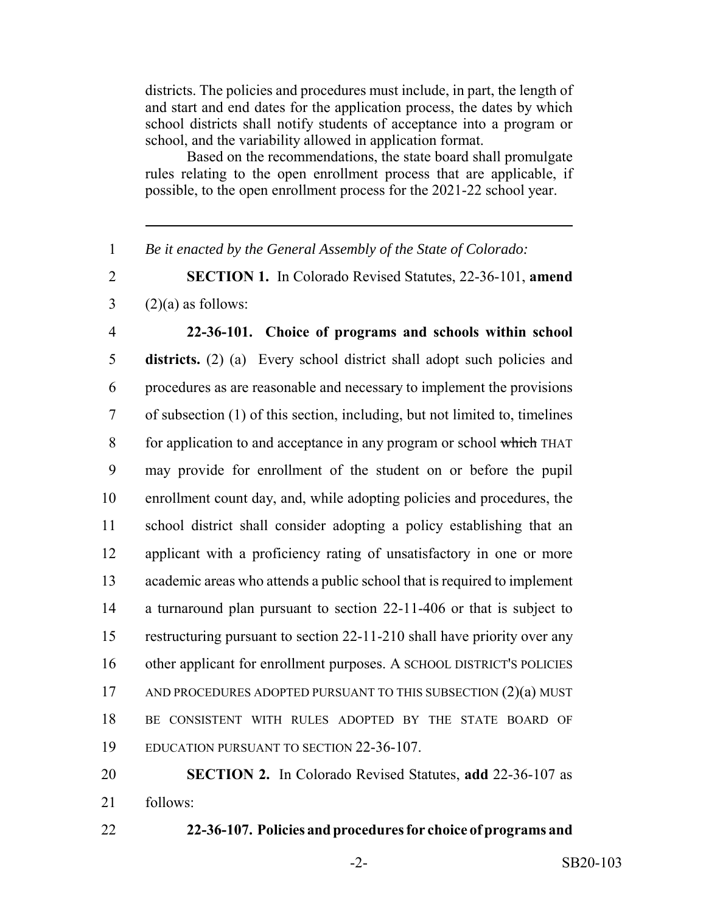districts. The policies and procedures must include, in part, the length of and start and end dates for the application process, the dates by which school districts shall notify students of acceptance into a program or school, and the variability allowed in application format.

Based on the recommendations, the state board shall promulgate rules relating to the open enrollment process that are applicable, if possible, to the open enrollment process for the 2021-22 school year.

---

1 *Be it enacted by the General Assembly of the State of Colorado:*

2 **SECTION 1.** In Colorado Revised Statutes, 22-36-101, **amend**
3 (2)(a) as follows:

4 **22-36-101. Choice of programs and schools within school**
5 **districts.** (2) (a) Every school district shall adopt such policies and
6 procedures as are reasonable and necessary to implement the provisions
7 of subsection (1) of this section, including, but not limited to, timelines
8 for application to and acceptance in any program or school ~~which~~ THAT
9 may provide for enrollment of the student on or before the pupil
10 enrollment count day, and, while adopting policies and procedures, the
11 school district shall consider adopting a policy establishing that an
12 applicant with a proficiency rating of unsatisfactory in one or more
13 academic areas who attends a public school that is required to implement
14 a turnaround plan pursuant to section 22-11-406 or that is subject to
15 restructuring pursuant to section 22-11-210 shall have priority over any
16 other applicant for enrollment purposes. A SCHOOL DISTRICT'S POLICIES
17 AND PROCEDURES ADOPTED PURSUANT TO THIS SUBSECTION (2)(a) MUST
18 BE CONSISTENT WITH RULES ADOPTED BY THE STATE BOARD OF
19 EDUCATION PURSUANT TO SECTION 22-36-107.

20 **SECTION 2.** In Colorado Revised Statutes, **add** 22-36-107 as
21 follows:

22 **22-36-107. Policies and procedures for choice of programs and**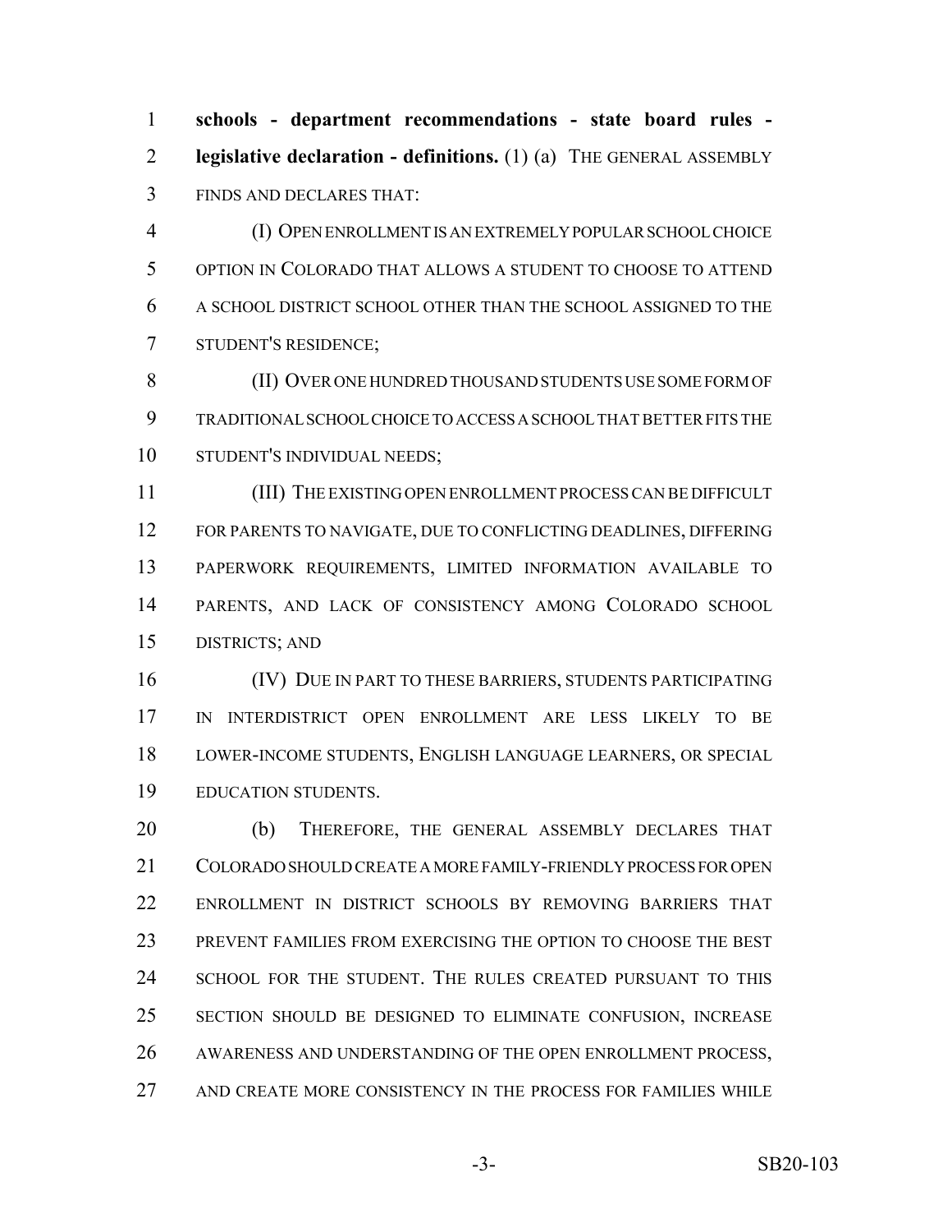**schools - department recommendations - state board rules - legislative declaration - definitions.** (1) (a) THE GENERAL ASSEMBLY FINDS AND DECLARES THAT:

(I) OPEN ENROLLMENT IS AN EXTREMELY POPULAR SCHOOL CHOICE OPTION IN COLORADO THAT ALLOWS A STUDENT TO CHOOSE TO ATTEND A SCHOOL DISTRICT SCHOOL OTHER THAN THE SCHOOL ASSIGNED TO THE STUDENT'S RESIDENCE;

(II) OVER ONE HUNDRED THOUSAND STUDENTS USE SOME FORM OF TRADITIONAL SCHOOL CHOICE TO ACCESS A SCHOOL THAT BETTER FITS THE STUDENT'S INDIVIDUAL NEEDS;

(III) THE EXISTING OPEN ENROLLMENT PROCESS CAN BE DIFFICULT FOR PARENTS TO NAVIGATE, DUE TO CONFLICTING DEADLINES, DIFFERING PAPERWORK REQUIREMENTS, LIMITED INFORMATION AVAILABLE TO PARENTS, AND LACK OF CONSISTENCY AMONG COLORADO SCHOOL DISTRICTS; AND

(IV) DUE IN PART TO THESE BARRIERS, STUDENTS PARTICIPATING IN INTERDISTRICT OPEN ENROLLMENT ARE LESS LIKELY TO BE LOWER-INCOME STUDENTS, ENGLISH LANGUAGE LEARNERS, OR SPECIAL EDUCATION STUDENTS.

(b) THEREFORE, THE GENERAL ASSEMBLY DECLARES THAT COLORADO SHOULD CREATE A MORE FAMILY-FRIENDLY PROCESS FOR OPEN ENROLLMENT IN DISTRICT SCHOOLS BY REMOVING BARRIERS THAT PREVENT FAMILIES FROM EXERCISING THE OPTION TO CHOOSE THE BEST SCHOOL FOR THE STUDENT. THE RULES CREATED PURSUANT TO THIS SECTION SHOULD BE DESIGNED TO ELIMINATE CONFUSION, INCREASE AWARENESS AND UNDERSTANDING OF THE OPEN ENROLLMENT PROCESS, AND CREATE MORE CONSISTENCY IN THE PROCESS FOR FAMILIES WHILE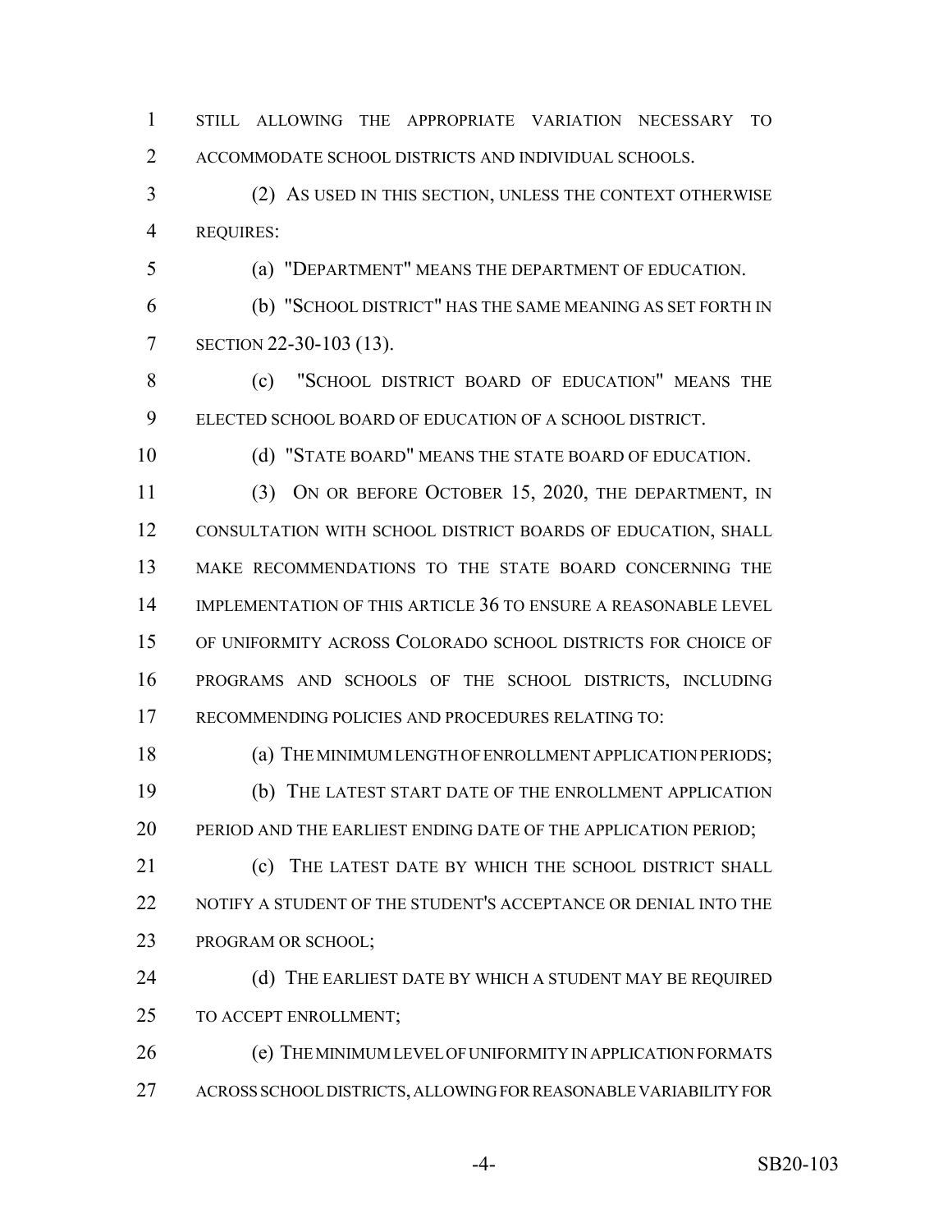STILL ALLOWING THE APPROPRIATE VARIATION NECESSARY TO ACCOMMODATE SCHOOL DISTRICTS AND INDIVIDUAL SCHOOLS.

(2) AS USED IN THIS SECTION, UNLESS THE CONTEXT OTHERWISE REQUIRES:

(a) "DEPARTMENT" MEANS THE DEPARTMENT OF EDUCATION.

(b) "SCHOOL DISTRICT" HAS THE SAME MEANING AS SET FORTH IN SECTION 22-30-103 (13).

(c) "SCHOOL DISTRICT BOARD OF EDUCATION" MEANS THE ELECTED SCHOOL BOARD OF EDUCATION OF A SCHOOL DISTRICT.

(d) "STATE BOARD" MEANS THE STATE BOARD OF EDUCATION.

(3) ON OR BEFORE OCTOBER 15, 2020, THE DEPARTMENT, IN CONSULTATION WITH SCHOOL DISTRICT BOARDS OF EDUCATION, SHALL MAKE RECOMMENDATIONS TO THE STATE BOARD CONCERNING THE IMPLEMENTATION OF THIS ARTICLE 36 TO ENSURE A REASONABLE LEVEL OF UNIFORMITY ACROSS COLORADO SCHOOL DISTRICTS FOR CHOICE OF PROGRAMS AND SCHOOLS OF THE SCHOOL DISTRICTS, INCLUDING RECOMMENDING POLICIES AND PROCEDURES RELATING TO:

(a) THE MINIMUM LENGTH OF ENROLLMENT APPLICATION PERIODS;

(b) THE LATEST START DATE OF THE ENROLLMENT APPLICATION PERIOD AND THE EARLIEST ENDING DATE OF THE APPLICATION PERIOD;

(c) THE LATEST DATE BY WHICH THE SCHOOL DISTRICT SHALL NOTIFY A STUDENT OF THE STUDENT'S ACCEPTANCE OR DENIAL INTO THE PROGRAM OR SCHOOL;

(d) THE EARLIEST DATE BY WHICH A STUDENT MAY BE REQUIRED TO ACCEPT ENROLLMENT;

(e) THE MINIMUM LEVEL OF UNIFORMITY IN APPLICATION FORMATS ACROSS SCHOOL DISTRICTS, ALLOWING FOR REASONABLE VARIABILITY FOR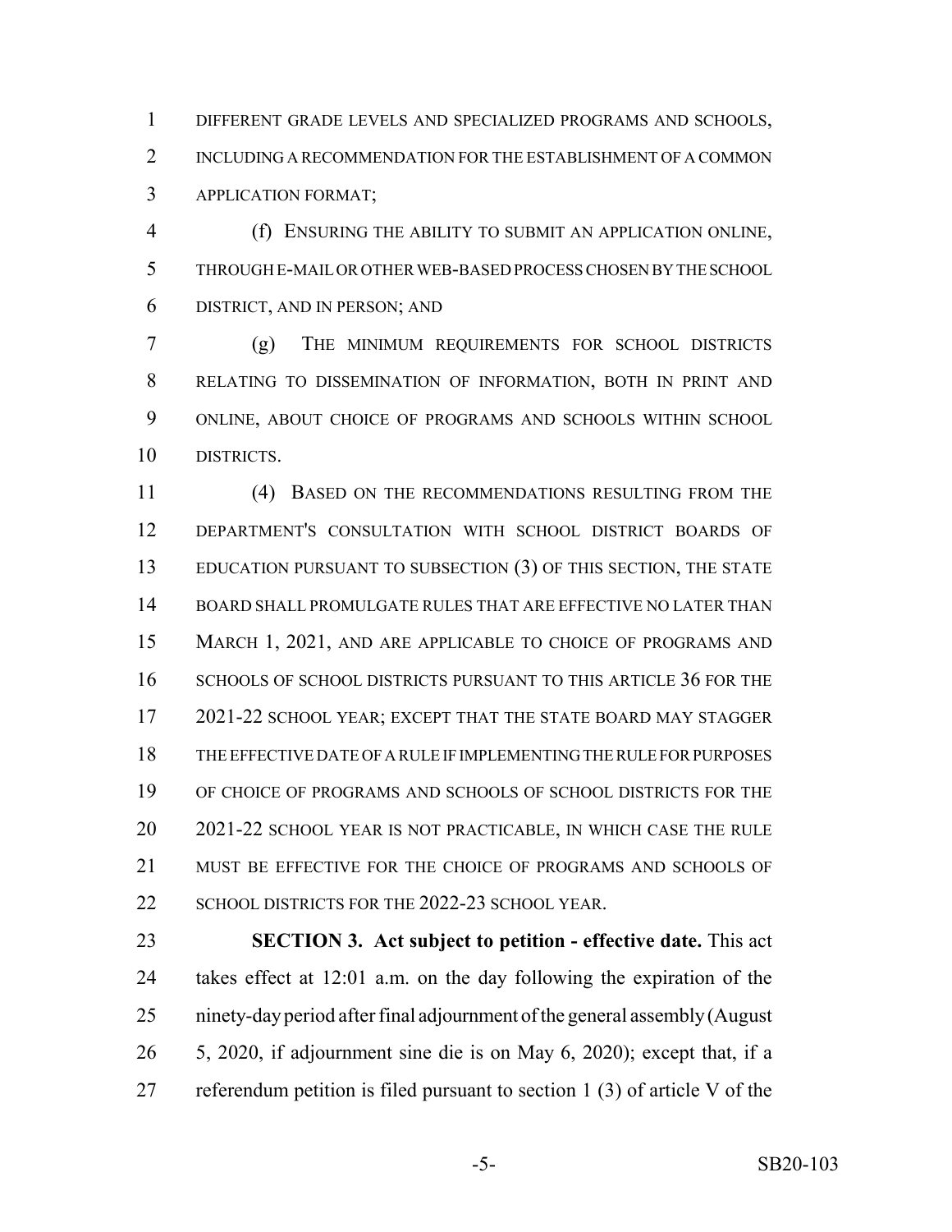DIFFERENT GRADE LEVELS AND SPECIALIZED PROGRAMS AND SCHOOLS, INCLUDING A RECOMMENDATION FOR THE ESTABLISHMENT OF A COMMON APPLICATION FORMAT;

(f) ENSURING THE ABILITY TO SUBMIT AN APPLICATION ONLINE, THROUGH E-MAIL OR OTHER WEB-BASED PROCESS CHOSEN BY THE SCHOOL DISTRICT, AND IN PERSON; AND

(g) THE MINIMUM REQUIREMENTS FOR SCHOOL DISTRICTS RELATING TO DISSEMINATION OF INFORMATION, BOTH IN PRINT AND ONLINE, ABOUT CHOICE OF PROGRAMS AND SCHOOLS WITHIN SCHOOL DISTRICTS.

(4) BASED ON THE RECOMMENDATIONS RESULTING FROM THE DEPARTMENT'S CONSULTATION WITH SCHOOL DISTRICT BOARDS OF EDUCATION PURSUANT TO SUBSECTION (3) OF THIS SECTION, THE STATE BOARD SHALL PROMULGATE RULES THAT ARE EFFECTIVE NO LATER THAN MARCH 1, 2021, AND ARE APPLICABLE TO CHOICE OF PROGRAMS AND SCHOOLS OF SCHOOL DISTRICTS PURSUANT TO THIS ARTICLE 36 FOR THE 2021-22 SCHOOL YEAR; EXCEPT THAT THE STATE BOARD MAY STAGGER THE EFFECTIVE DATE OF A RULE IF IMPLEMENTING THE RULE FOR PURPOSES OF CHOICE OF PROGRAMS AND SCHOOLS OF SCHOOL DISTRICTS FOR THE 2021-22 SCHOOL YEAR IS NOT PRACTICABLE, IN WHICH CASE THE RULE MUST BE EFFECTIVE FOR THE CHOICE OF PROGRAMS AND SCHOOLS OF SCHOOL DISTRICTS FOR THE 2022-23 SCHOOL YEAR.

**SECTION 3. Act subject to petition - effective date.** This act takes effect at 12:01 a.m. on the day following the expiration of the ninety-day period after final adjournment of the general assembly (August 5, 2020, if adjournment sine die is on May 6, 2020); except that, if a referendum petition is filed pursuant to section 1 (3) of article V of the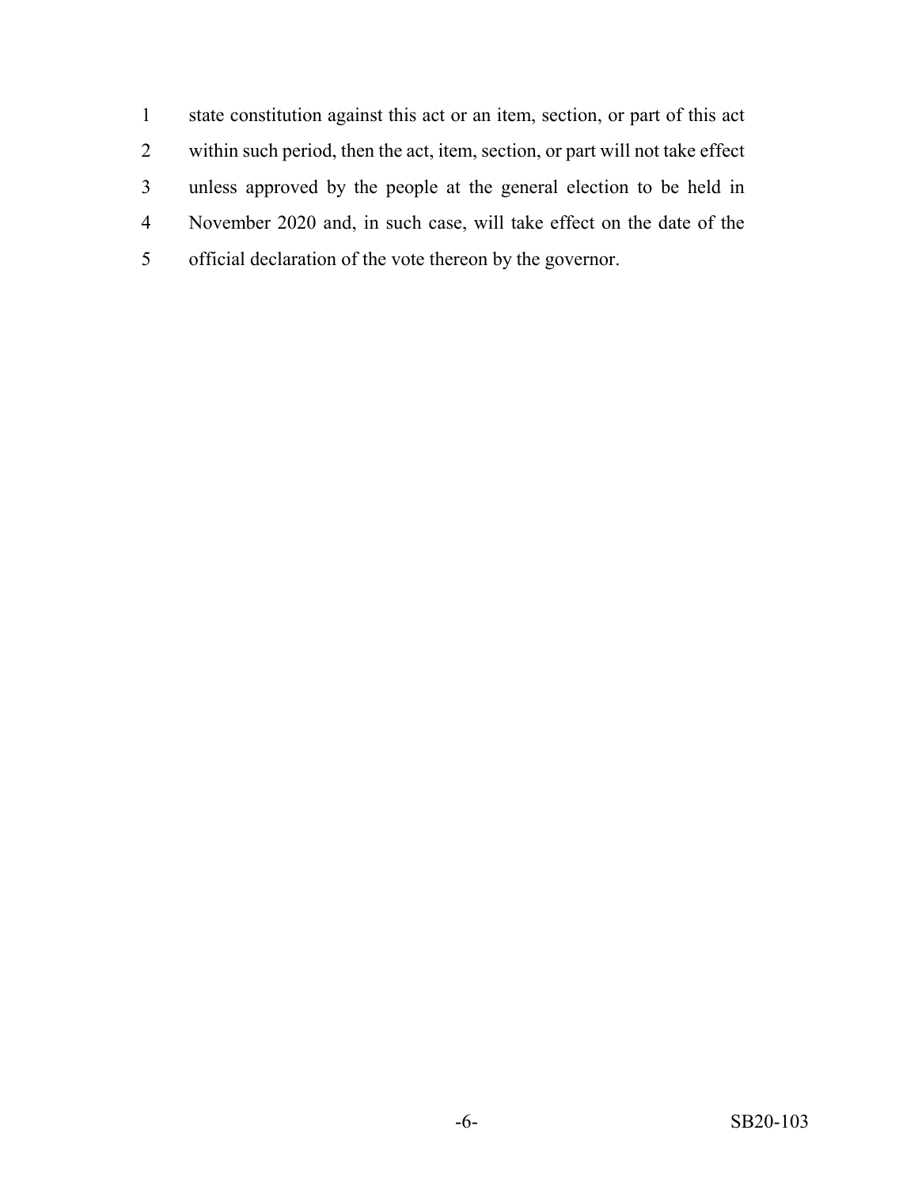state constitution against this act or an item, section, or part of this act within such period, then the act, item, section, or part will not take effect unless approved by the people at the general election to be held in November 2020 and, in such case, will take effect on the date of the official declaration of the vote thereon by the governor.